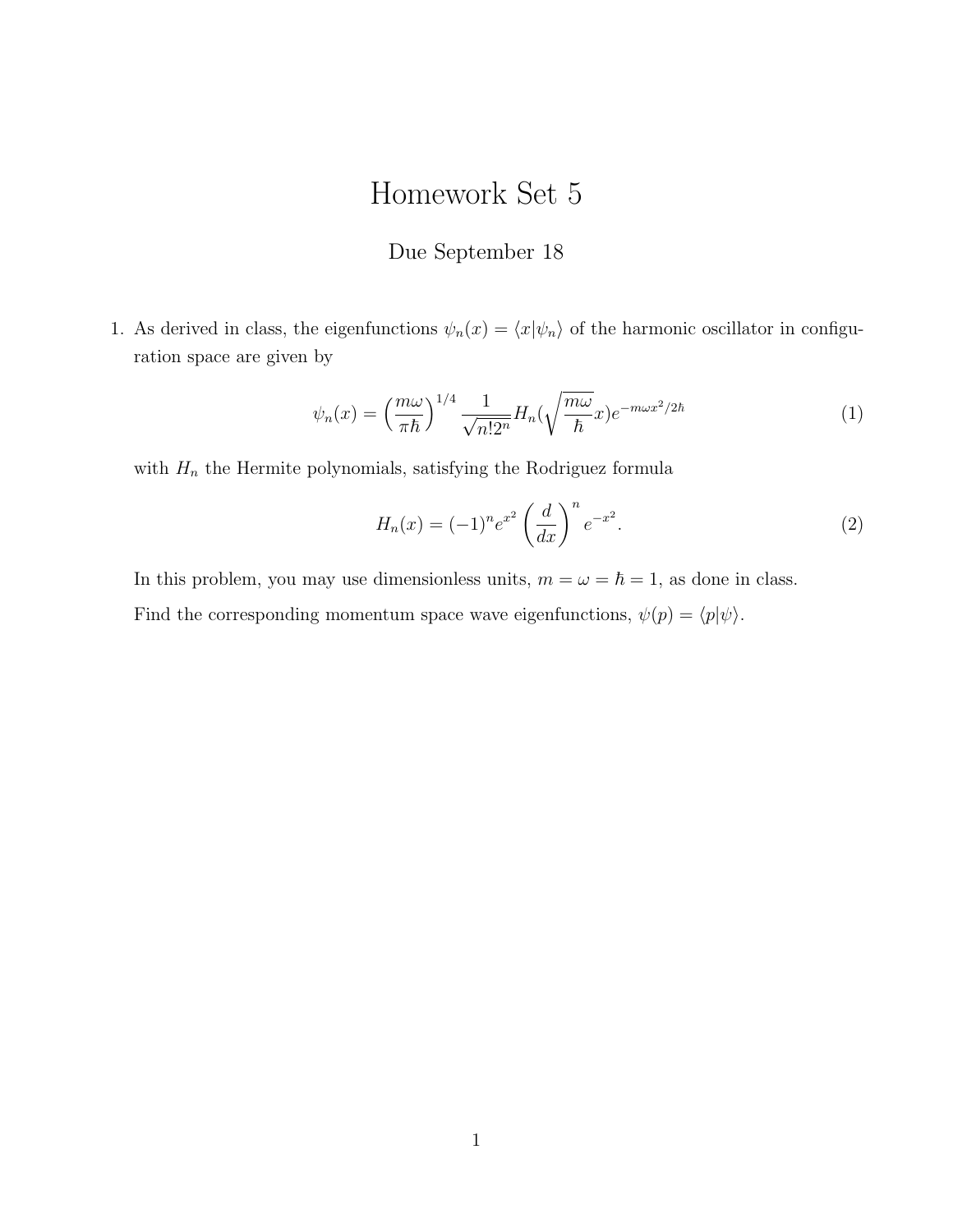# Homework Set 5

Due September 18

1. As derived in class, the eigenfunctions $\psi_n(x) = \langle x|\psi_n\rangle$ of the harmonic oscillator in configuration space are given by

$$\psi_n(x) = \Big(\frac{m\omega}{\pi\hbar}\Big)^{1/4} \frac{1}{\sqrt{n!2^n}} H_n(\sqrt{\frac{m\omega}{\hbar}}x) e^{-m\omega x^2/2\hbar} \tag{1}$$

with $H_n$ the Hermite polynomials, satisfying the Rodriguez formula

$$H_n(x) = (-1)^n e^{x^2} \left(\frac{d}{dx}\right)^n e^{-x^2}. \tag{2}$$

In this problem, you may use dimensionless units, $m = \omega = \hbar = 1$, as done in class.

Find the corresponding momentum space wave eigenfunctions, $\psi(p) = \langle p|\psi\rangle$.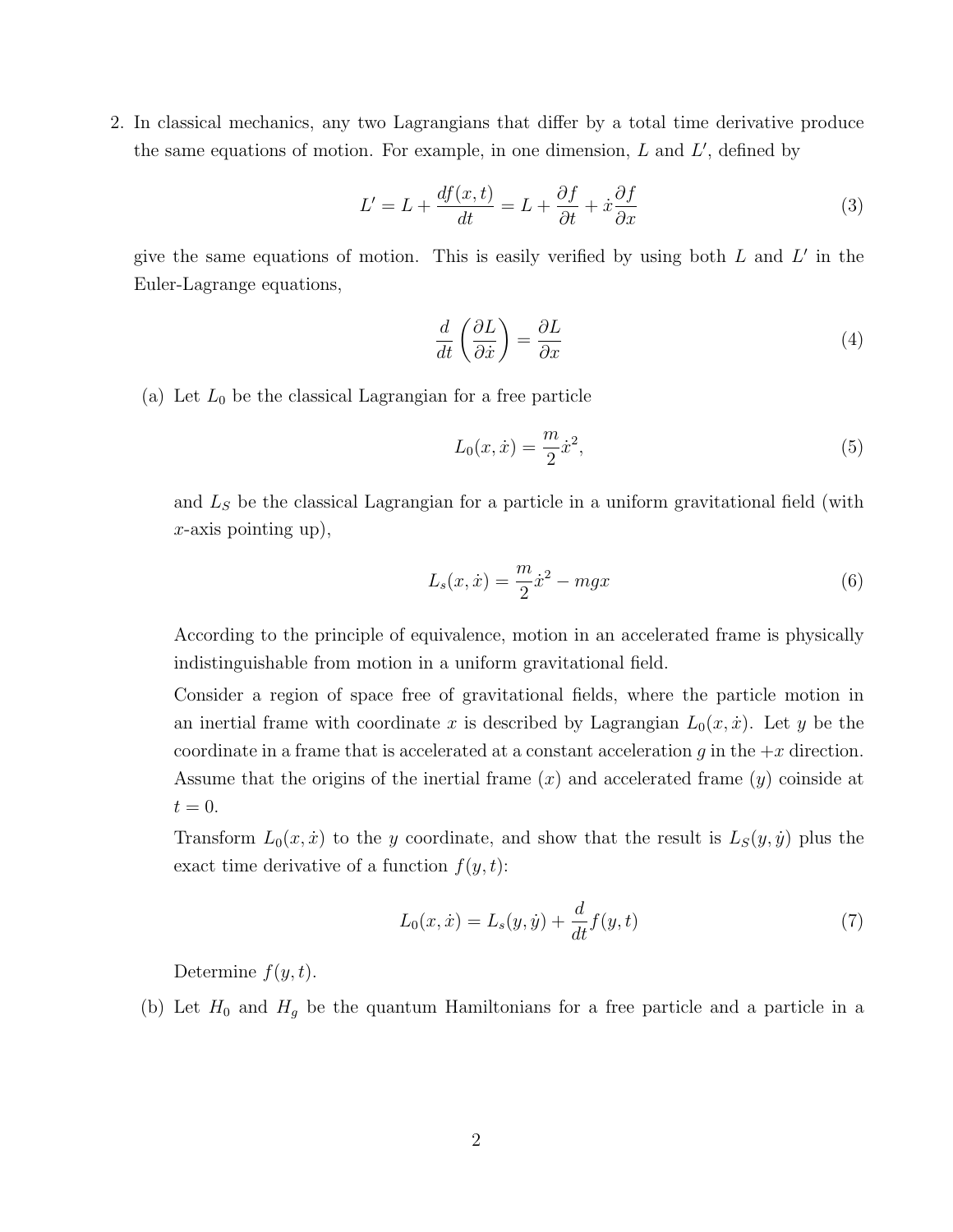2. In classical mechanics, any two Lagrangians that differ by a total time derivative produce the same equations of motion. For example, in one dimension, $L$ and $L'$, defined by

$$L' = L + \frac{df(x,t)}{dt} = L + \frac{\partial f}{\partial t} + \dot{x}\frac{\partial f}{\partial x} \tag{3}$$

give the same equations of motion. This is easily verified by using both $L$ and $L'$ in the Euler-Lagrange equations,

$$\frac{d}{dt}\left(\frac{\partial L}{\partial \dot{x}}\right) = \frac{\partial L}{\partial x} \tag{4}$$

   (a) Let $L_0$ be the classical Lagrangian for a free particle

$$L_0(x, \dot{x}) = \frac{m}{2}\dot{x}^2, \tag{5}$$

   and $L_S$ be the classical Lagrangian for a particle in a uniform gravitational field (with $x$-axis pointing up),

$$L_s(x, \dot{x}) = \frac{m}{2}\dot{x}^2 - mgx \tag{6}$$

   According to the principle of equivalence, motion in an accelerated frame is physically indistinguishable from motion in a uniform gravitational field.

   Consider a region of space free of gravitational fields, where the particle motion in an inertial frame with coordinate $x$ is described by Lagrangian $L_0(x, \dot{x})$. Let $y$ be the coordinate in a frame that is accelerated at a constant acceleration $g$ in the $+x$ direction. Assume that the origins of the inertial frame ($x$) and accelerated frame ($y$) coinside at $t = 0$.

   Transform $L_0(x, \dot{x})$ to the $y$ coordinate, and show that the result is $L_S(y, \dot{y})$ plus the exact time derivative of a function $f(y, t)$:

$$L_0(x, \dot{x}) = L_s(y, \dot{y}) + \frac{d}{dt}f(y, t) \tag{7}$$

   Determine $f(y, t)$.

   (b) Let $H_0$ and $H_g$ be the quantum Hamiltonians for a free particle and a particle in a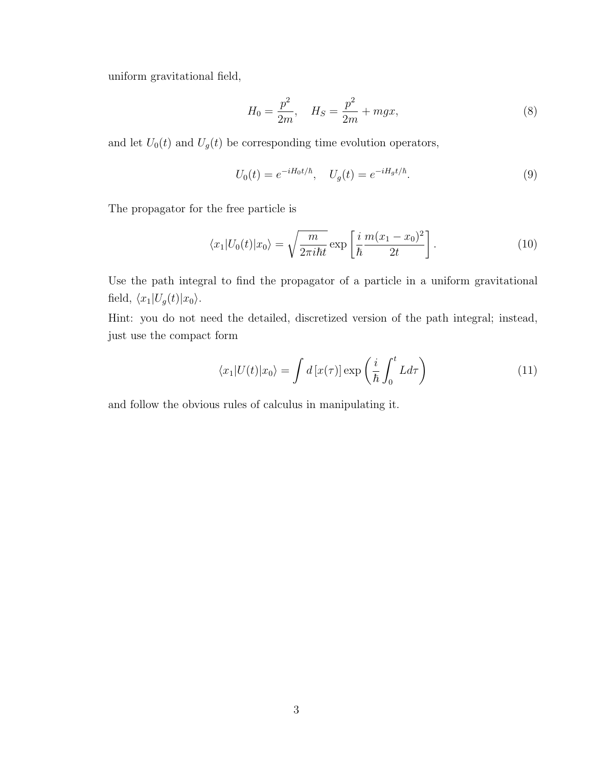uniform gravitational field,

$$H_0 = \frac{p^2}{2m}, \quad H_S = \frac{p^2}{2m} + mgx, \tag{8}$$

and let $U_0(t)$ and $U_g(t)$ be corresponding time evolution operators,

$$U_0(t) = e^{-iH_0 t/\hbar}, \quad U_g(t) = e^{-iH_g t/\hbar}. \tag{9}$$

The propagator for the free particle is

$$\langle x_1 | U_0(t) | x_0 \rangle = \sqrt{\frac{m}{2\pi i \hbar t}} \exp\left[\frac{i}{\hbar}\frac{m(x_1 - x_0)^2}{2t}\right]. \tag{10}$$

Use the path integral to find the propagator of a particle in a uniform gravitational field, $\langle x_1 | U_g(t) | x_0 \rangle$.

Hint: you do not need the detailed, discretized version of the path integral; instead, just use the compact form

$$\langle x_1 | U(t) | x_0 \rangle = \int d\left[x(\tau)\right] \exp\left(\frac{i}{\hbar}\int_0^t L d\tau\right) \tag{11}$$

and follow the obvious rules of calculus in manipulating it.